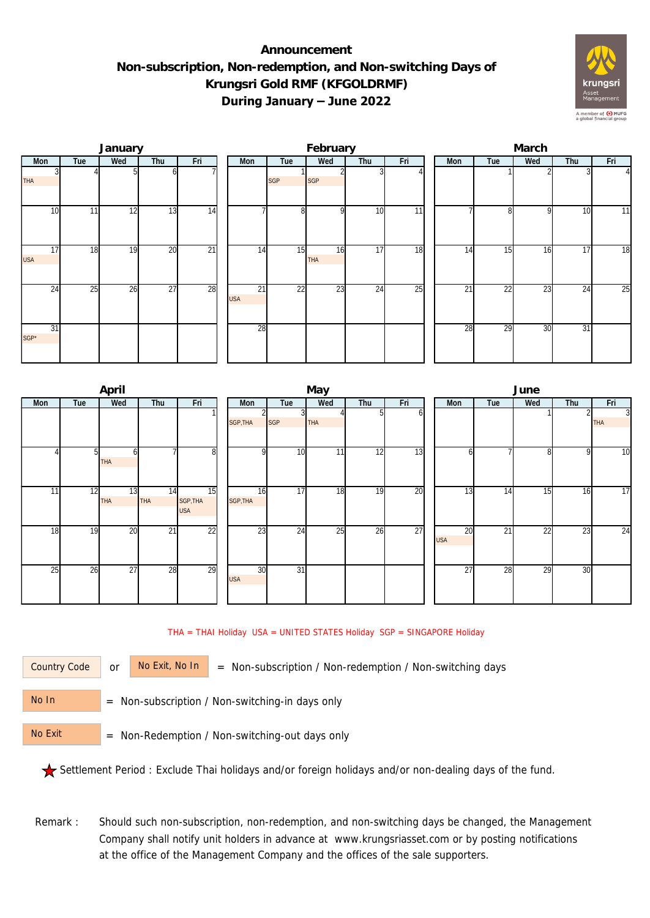# Announcement
## Non-subscription, Non-redemption, and Non-switching Days of Krungsri Gold RMF (KFGOLDRMF) During January – June 2022

### January

| Mon | Tue | Wed | Thu | Fri |
|---|---|---|---|---|
| 3 THA | 4 | 5 | 6 | 7 |
| 10 | 11 | 12 | 13 | 14 |
| 17 USA | 18 | 19 | 20 | 21 |
| 24 | 25 | 26 | 27 | 28 |
| 31 SGP* | | | | |

### February

| Mon | Tue | Wed | Thu | Fri |
|---|---|---|---|---|
| | 1 SGP | 2 SGP | 3 | 4 |
| 7 | 8 | 9 | 10 | 11 |
| 14 | 15 | 16 THA | 17 | 18 |
| 21 USA | 22 | 23 | 24 | 25 |
| 28 | | | | |

### March

| Mon | Tue | Wed | Thu | Fri |
|---|---|---|---|---|
| | 1 | 2 | 3 | 4 |
| 7 | 8 | 9 | 10 | 11 |
| 14 | 15 | 16 | 17 | 18 |
| 21 | 22 | 23 | 24 | 25 |
| 28 | 29 | 30 | 31 | |

### April

| Mon | Tue | Wed | Thu | Fri |
|---|---|---|---|---|
| | | | | 1 |
| 4 | 5 | 6 THA | 7 | 8 |
| 11 | 12 | 13 THA | 14 THA | 15 SGP,THA USA |
| 18 | 19 | 20 | 21 | 22 |
| 25 | 26 | 27 | 28 | 29 |

### May

| Mon | Tue | Wed | Thu | Fri |
|---|---|---|---|---|
| 2 SGP,THA | 3 SGP | 4 THA | 5 | 6 |
| 9 | 10 | 11 | 12 | 13 |
| 16 SGP,THA | 17 | 18 | 19 | 20 |
| 23 | 24 | 25 | 26 | 27 |
| 30 USA | 31 | | | |

### June

| Mon | Tue | Wed | Thu | Fri |
|---|---|---|---|---|
| | | 1 | 2 | 3 THA |
| 6 | 7 | 8 | 9 | 10 |
| 13 | 14 | 15 | 16 | 17 |
| 20 USA | 21 | 22 | 23 | 24 |
| 27 | 28 | 29 | 30 | |

THA = THAI Holiday USA = UNITED STATES Holiday SGP = SINGAPORE Holiday

Country Code or No Exit, No In = Non-subscription / Non-redemption / Non-switching days

No In = Non-subscription / Non-switching-in days only

No Exit = Non-Redemption / Non-switching-out days only

★ Settlement Period : Exclude Thai holidays and/or foreign holidays and/or non-dealing days of the fund.

Remark : Should such non-subscription, non-redemption, and non-switching days be changed, the Management Company shall notify unit holders in advance at www.krungsriasset.com or by posting notifications at the office of the Management Company and the offices of the sale supporters.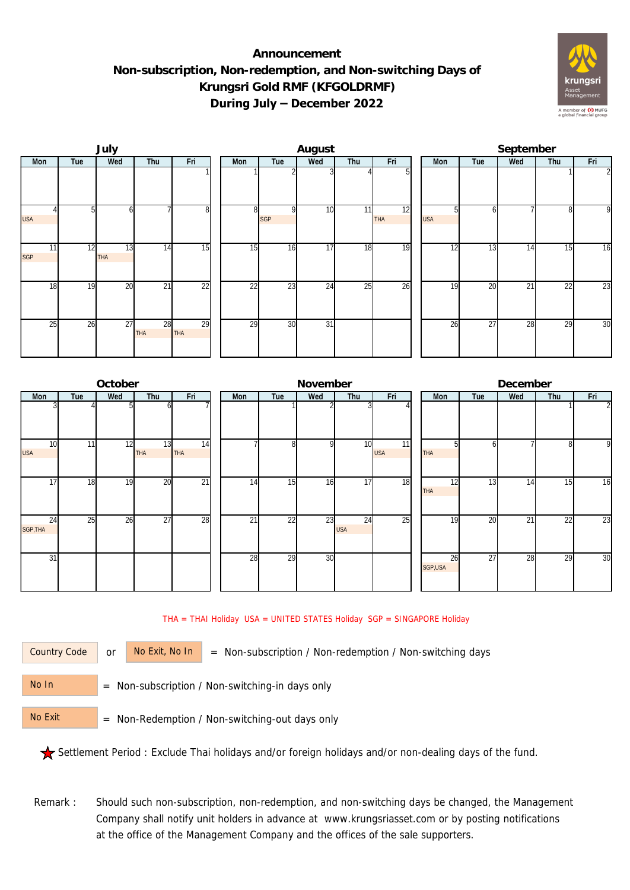**Announcement**
**Non-subscription, Non-redemption, and Non-switching Days of Krungsri Gold RMF (KFGOLDRMF)**
**During July – December 2022**

### July

| Mon | Tue | Wed | Thu | Fri |
|---|---|---|---|---|
| | | | | 1 |
| 4 USA | 5 | 6 | 7 | 8 |
| 11 SGP | 12 | 13 THA | 14 | 15 |
| 18 | 19 | 20 | 21 | 22 |
| 25 | 26 | 27 | 28 THA | 29 THA |

### August

| Mon | Tue | Wed | Thu | Fri |
|---|---|---|---|---|
| 1 | 2 | 3 | 4 | 5 |
| 8 | 9 SGP | 10 | 11 | 12 THA |
| 15 | 16 | 17 | 18 | 19 |
| 22 | 23 | 24 | 25 | 26 |
| 29 | 30 | 31 | | |

### September

| Mon | Tue | Wed | Thu | Fri |
|---|---|---|---|---|
| | | | 1 | 2 |
| 5 USA | 6 | 7 | 8 | 9 |
| 12 | 13 | 14 | 15 | 16 |
| 19 | 20 | 21 | 22 | 23 |
| 26 | 27 | 28 | 29 | 30 |

### October

| Mon | Tue | Wed | Thu | Fri |
|---|---|---|---|---|
| 3 | 4 | 5 | 6 | 7 |
| 10 USA | 11 | 12 | 13 THA | 14 THA |
| 17 | 18 | 19 | 20 | 21 |
| 24 SGP,THA | 25 | 26 | 27 | 28 |
| 31 | | | | |

### November

| Mon | Tue | Wed | Thu | Fri |
|---|---|---|---|---|
| | 1 | 2 | 3 | 4 |
| 7 | 8 | 9 | 10 | 11 USA |
| 14 | 15 | 16 | 17 | 18 |
| 21 | 22 | 23 | 24 USA | 25 |
| 28 | 29 | 30 | | |

### December

| Mon | Tue | Wed | Thu | Fri |
|---|---|---|---|---|
| | | | 1 | 2 |
| 5 THA | 6 | 7 | 8 | 9 |
| 12 THA | 13 | 14 | 15 | 16 |
| 19 | 20 | 21 | 22 | 23 |
| 26 SGP,USA | 27 | 28 | 29 | 30 |

THA = THAI Holiday USA = UNITED STATES Holiday SGP = SINGAPORE Holiday

Country Code or No Exit, No In = Non-subscription / Non-redemption / Non-switching days

No In = Non-subscription / Non-switching-in days only

No Exit = Non-Redemption / Non-switching-out days only

★ Settlement Period : Exclude Thai holidays and/or foreign holidays and/or non-dealing days of the fund.

Remark : Should such non-subscription, non-redemption, and non-switching days be changed, the Management Company shall notify unit holders in advance at www.krungsriasset.com or by posting notifications at the office of the Management Company and the offices of the sale supporters.